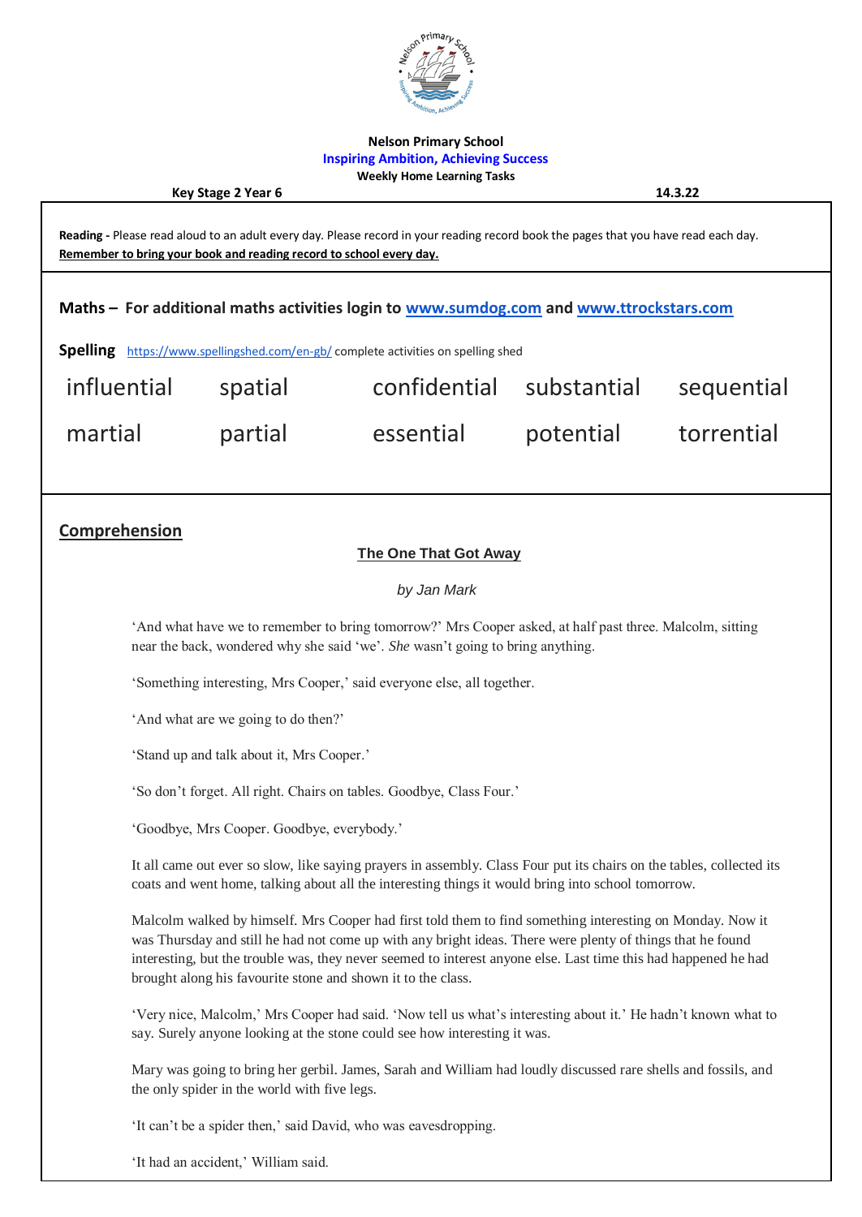**Nelson Primary School**
**Inspiring Ambition, Achieving Success**
**Weekly Home Learning Tasks**

**Key Stage 2 Year 6** **14.3.22**

**Reading -** Please read aloud to an adult every day. Please record in your reading record book the pages that you have read each day.
**Remember to bring your book and reading record to school every day.**

**Maths – For additional maths activities login to [www.sumdog.com](www.sumdog.com) and [www.ttrockstars.com](www.ttrockstars.com)**

**Spelling** [https://www.spellingshed.com/en-gb/](https://www.spellingshed.com/en-gb/) complete activities on spelling shed

| | | | | |
|---|---|---|---|---|
| influential | spatial | confidential | substantial | sequential |
| martial | partial | essential | potential | torrential |

## Comprehension

### The One That Got Away

*by Jan Mark*

'And what have we to remember to bring tomorrow?' Mrs Cooper asked, at half past three. Malcolm, sitting near the back, wondered why she said 'we'. *She* wasn't going to bring anything.

'Something interesting, Mrs Cooper,' said everyone else, all together.

'And what are we going to do then?'

'Stand up and talk about it, Mrs Cooper.'

'So don't forget. All right. Chairs on tables. Goodbye, Class Four.'

'Goodbye, Mrs Cooper. Goodbye, everybody.'

It all came out ever so slow, like saying prayers in assembly. Class Four put its chairs on the tables, collected its coats and went home, talking about all the interesting things it would bring into school tomorrow.

Malcolm walked by himself. Mrs Cooper had first told them to find something interesting on Monday. Now it was Thursday and still he had not come up with any bright ideas. There were plenty of things that he found interesting, but the trouble was, they never seemed to interest anyone else. Last time this had happened he had brought along his favourite stone and shown it to the class.

'Very nice, Malcolm,' Mrs Cooper had said. 'Now tell us what's interesting about it.' He hadn't known what to say. Surely anyone looking at the stone could see how interesting it was.

Mary was going to bring her gerbil. James, Sarah and William had loudly discussed rare shells and fossils, and the only spider in the world with five legs.

'It can't be a spider then,' said David, who was eavesdropping.

'It had an accident,' William said.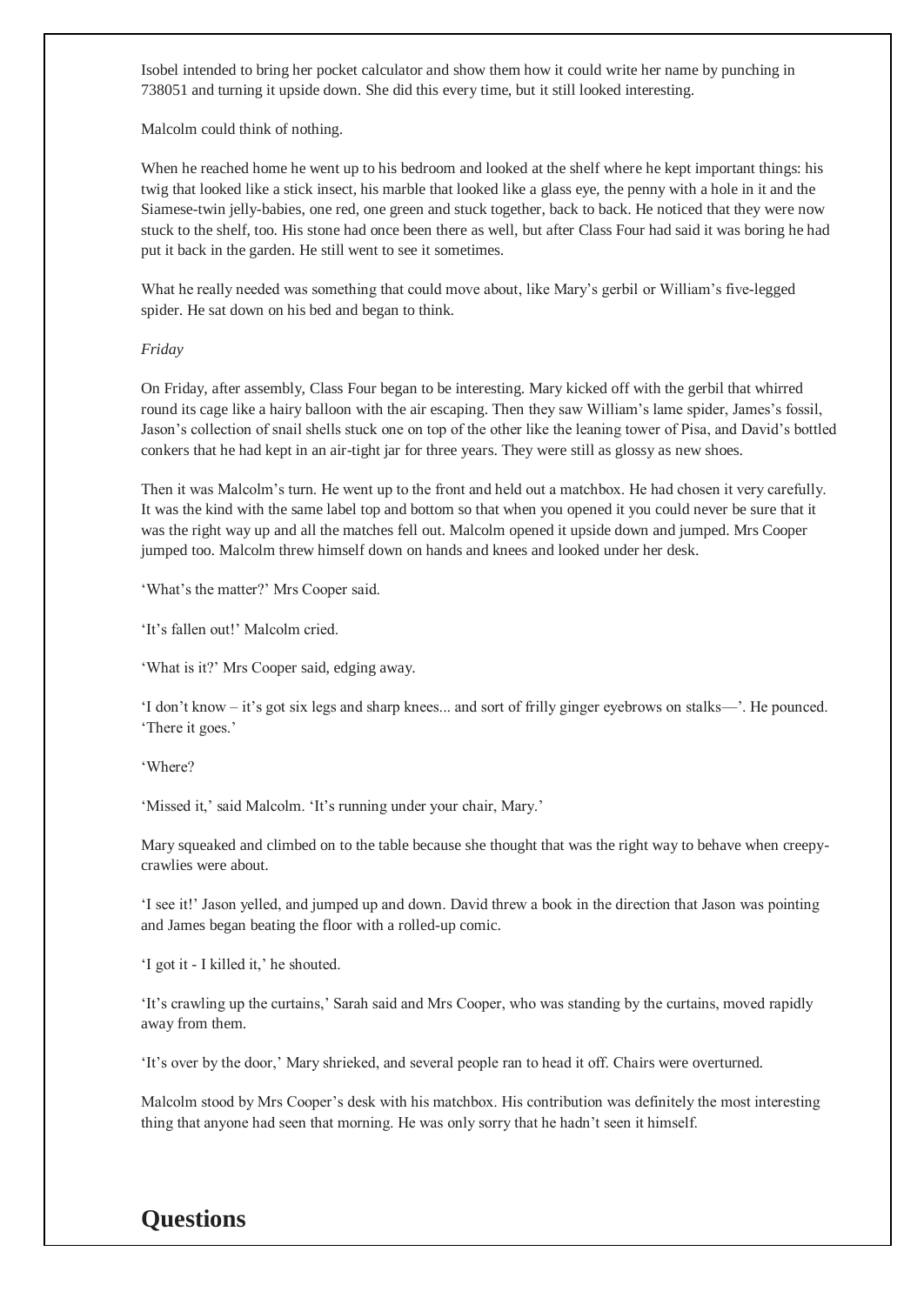Isobel intended to bring her pocket calculator and show them how it could write her name by punching in 738051 and turning it upside down. She did this every time, but it still looked interesting.

Malcolm could think of nothing.

When he reached home he went up to his bedroom and looked at the shelf where he kept important things: his twig that looked like a stick insect, his marble that looked like a glass eye, the penny with a hole in it and the Siamese-twin jelly-babies, one red, one green and stuck together, back to back. He noticed that they were now stuck to the shelf, too. His stone had once been there as well, but after Class Four had said it was boring he had put it back in the garden. He still went to see it sometimes.

What he really needed was something that could move about, like Mary's gerbil or William's five-legged spider. He sat down on his bed and began to think.

*Friday*

On Friday, after assembly, Class Four began to be interesting. Mary kicked off with the gerbil that whirred round its cage like a hairy balloon with the air escaping. Then they saw William's lame spider, James's fossil, Jason's collection of snail shells stuck one on top of the other like the leaning tower of Pisa, and David's bottled conkers that he had kept in an air-tight jar for three years. They were still as glossy as new shoes.

Then it was Malcolm's turn. He went up to the front and held out a matchbox. He had chosen it very carefully. It was the kind with the same label top and bottom so that when you opened it you could never be sure that it was the right way up and all the matches fell out. Malcolm opened it upside down and jumped. Mrs Cooper jumped too. Malcolm threw himself down on hands and knees and looked under her desk.

'What's the matter?' Mrs Cooper said.

'It's fallen out!' Malcolm cried.

'What is it?' Mrs Cooper said, edging away.

'I don't know – it's got six legs and sharp knees... and sort of frilly ginger eyebrows on stalks—'. He pounced. 'There it goes.'

'Where?

'Missed it,' said Malcolm. 'It's running under your chair, Mary.'

Mary squeaked and climbed on to the table because she thought that was the right way to behave when creepy-crawlies were about.

'I see it!' Jason yelled, and jumped up and down. David threw a book in the direction that Jason was pointing and James began beating the floor with a rolled-up comic.

'I got it - I killed it,' he shouted.

'It's crawling up the curtains,' Sarah said and Mrs Cooper, who was standing by the curtains, moved rapidly away from them.

'It's over by the door,' Mary shrieked, and several people ran to head it off. Chairs were overturned.

Malcolm stood by Mrs Cooper's desk with his matchbox. His contribution was definitely the most interesting thing that anyone had seen that morning. He was only sorry that he hadn't seen it himself.

## Questions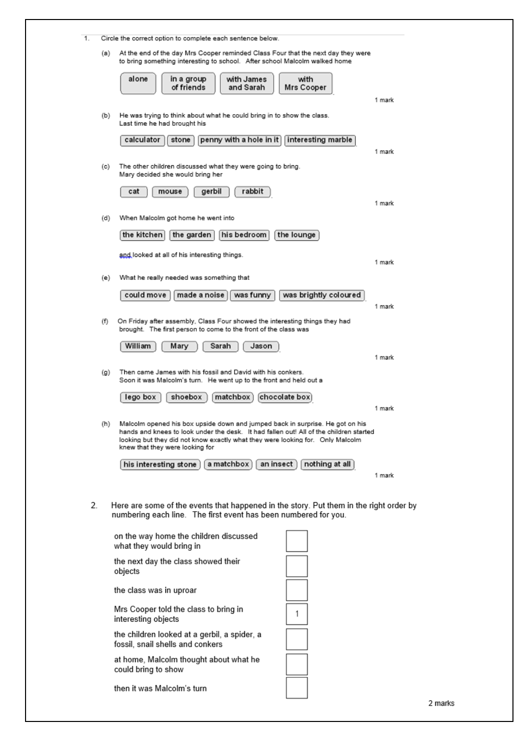1. Circle the correct option to complete each sentence below.

   (a) At the end of the day Mrs Cooper reminded Class Four that the next day they were to bring something interesting to school. After school Malcolm walked home

   alone | in a group of friends | with James and Sarah | with Mrs Cooper

   1 mark

   (b) He was trying to think about what he could bring in to show the class. Last time he had brought his

   calculator | stone | penny with a hole in it | interesting marble

   1 mark

   (c) The other children discussed what they were going to bring. Mary decided she would bring her

   cat | mouse | gerbil | rabbit

   1 mark

   (d) When Malcolm got home he went into

   the kitchen | the garden | his bedroom | the lounge

   and looked at all of his interesting things.

   1 mark

   (e) What he really needed was something that

   could move | made a noise | was funny | was brightly coloured

   1 mark

   (f) On Friday after assembly, Class Four showed the interesting things they had brought. The first person to come to the front of the class was

   William | Mary | Sarah | Jason

   1 mark

   (g) Then came James with his fossil and David with his conkers. Soon it was Malcolm's turn. He went up to the front and held out a

   lego box | shoebox | matchbox | chocolate box

   1 mark

   (h) Malcolm opened his box upside down and jumped back in surprise. He got on his hands and knees to look under the desk. It had fallen out! All of the children started looking but they did not know exactly what they were looking for. Only Malcolm knew that they were looking for

   his interesting stone | a matchbox | an insect | nothing at all

   1 mark

2. Here are some of the events that happened in the story. Put them in the right order by numbering each line. The first event has been numbered for you.

| Event | Number |
|---|---|
| on the way home the children discussed what they would bring in | |
| the next day the class showed their objects | |
| the class was in uproar | |
| Mrs Cooper told the class to bring in interesting objects | 1 |
| the children looked at a gerbil, a spider, a fossil, snail shells and conkers | |
| at home, Malcolm thought about what he could bring to show | |
| then it was Malcolm's turn | |

2 marks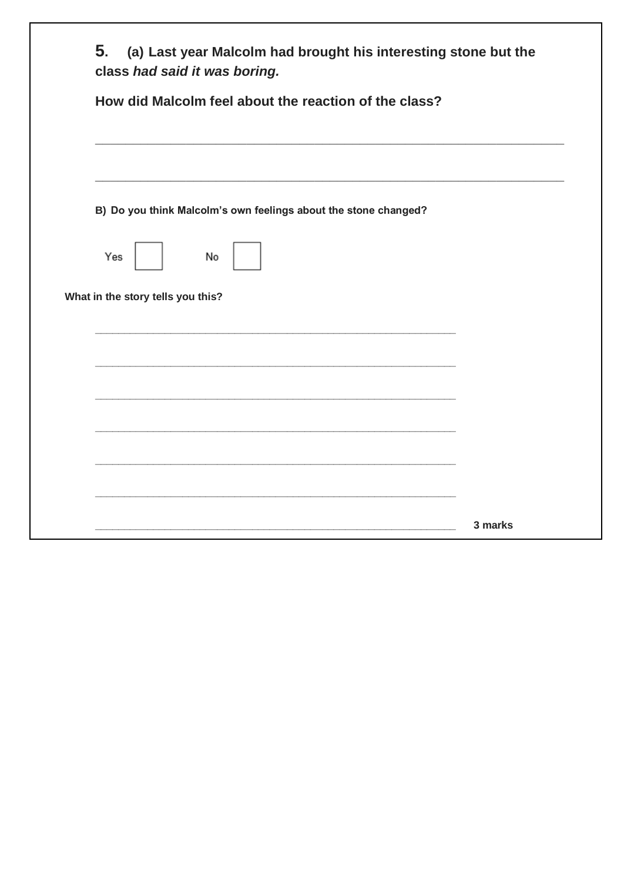**5. (a) Last year Malcolm had brought his interesting stone but the class *had said it was boring.***

**How did Malcolm feel about the reaction of the class?**

\_\_\_\_\_\_\_\_\_\_\_\_\_\_\_\_\_\_\_\_\_\_\_\_\_\_\_\_\_\_\_\_\_\_\_\_\_\_\_\_\_\_\_\_\_\_\_\_\_\_\_\_\_\_\_\_\_\_\_\_\_\_\_\_\_\_\_\_

\_\_\_\_\_\_\_\_\_\_\_\_\_\_\_\_\_\_\_\_\_\_\_\_\_\_\_\_\_\_\_\_\_\_\_\_\_\_\_\_\_\_\_\_\_\_\_\_\_\_\_\_\_\_\_\_\_\_\_\_\_\_\_\_\_\_\_\_

**B) Do you think Malcolm's own feelings about the stone changed?**

Yes ☐ No ☐

**What in the story tells you this?**

\_\_\_\_\_\_\_\_\_\_\_\_\_\_\_\_\_\_\_\_\_\_\_\_\_\_\_\_\_\_\_\_\_\_\_\_\_\_\_\_\_\_\_\_\_\_\_\_\_\_\_\_\_\_\_\_

\_\_\_\_\_\_\_\_\_\_\_\_\_\_\_\_\_\_\_\_\_\_\_\_\_\_\_\_\_\_\_\_\_\_\_\_\_\_\_\_\_\_\_\_\_\_\_\_\_\_\_\_\_\_\_\_

\_\_\_\_\_\_\_\_\_\_\_\_\_\_\_\_\_\_\_\_\_\_\_\_\_\_\_\_\_\_\_\_\_\_\_\_\_\_\_\_\_\_\_\_\_\_\_\_\_\_\_\_\_\_\_\_

\_\_\_\_\_\_\_\_\_\_\_\_\_\_\_\_\_\_\_\_\_\_\_\_\_\_\_\_\_\_\_\_\_\_\_\_\_\_\_\_\_\_\_\_\_\_\_\_\_\_\_\_\_\_\_\_

\_\_\_\_\_\_\_\_\_\_\_\_\_\_\_\_\_\_\_\_\_\_\_\_\_\_\_\_\_\_\_\_\_\_\_\_\_\_\_\_\_\_\_\_\_\_\_\_\_\_\_\_\_\_\_\_

\_\_\_\_\_\_\_\_\_\_\_\_\_\_\_\_\_\_\_\_\_\_\_\_\_\_\_\_\_\_\_\_\_\_\_\_\_\_\_\_\_\_\_\_\_\_\_\_\_\_\_\_\_\_\_\_

\_\_\_\_\_\_\_\_\_\_\_\_\_\_\_\_\_\_\_\_\_\_\_\_\_\_\_\_\_\_\_\_\_\_\_\_\_\_\_\_\_\_\_\_\_\_\_\_\_\_\_\_\_\_\_\_ **3 marks**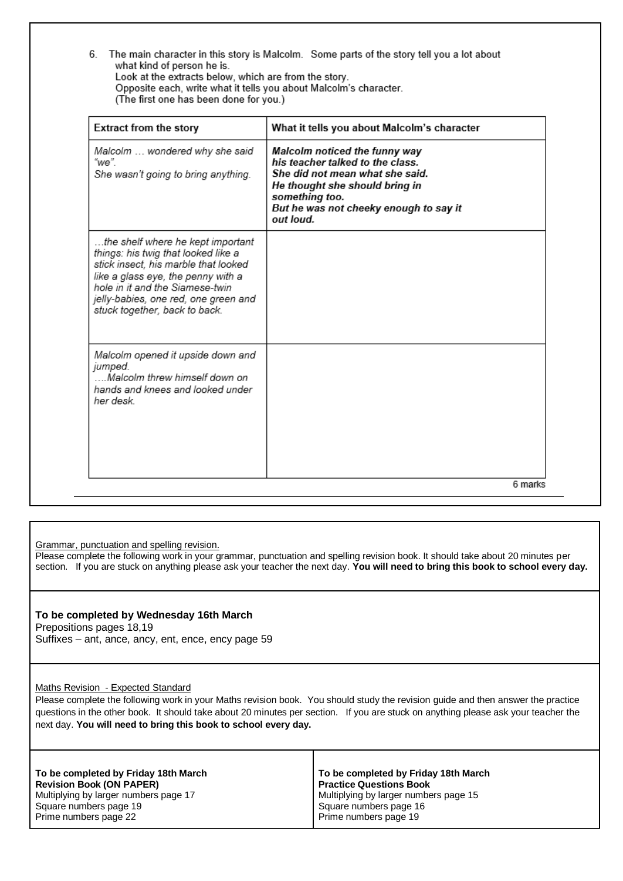6. The main character in this story is Malcolm. Some parts of the story tell you a lot about what kind of person he is.
Look at the extracts below, which are from the story.
Opposite each, write what it tells you about Malcolm's character.
(The first one has been done for you.)

| Extract from the story | What it tells you about Malcolm's character |
|---|---|
| *Malcolm … wondered why she said "we". She wasn't going to bring anything.* | ***Malcolm noticed the funny way his teacher talked to the class. She did not mean what she said. He thought she should bring in something too. But he was not cheeky enough to say it out loud.*** |
| *…the shelf where he kept important things: his twig that looked like a stick insect, his marble that looked like a glass eye, the penny with a hole in it and the Siamese-twin jelly-babies, one red, one green and stuck together, back to back.* | |
| *Malcolm opened it upside down and jumped. ….Malcolm threw himself down on hands and knees and looked under her desk.* | |

6 marks

Grammar, punctuation and spelling revision.
Please complete the following work in your grammar, punctuation and spelling revision book. It should take about 20 minutes per section. If you are stuck on anything please ask your teacher the next day. **You will need to bring this book to school every day.**

**To be completed by Wednesday 16th March**
Prepositions pages 18,19
Suffixes – ant, ance, ancy, ent, ence, ency page 59

Maths Revision - Expected Standard
Please complete the following work in your Maths revision book. You should study the revision guide and then answer the practice questions in the other book. It should take about 20 minutes per section. If you are stuck on anything please ask your teacher the next day. **You will need to bring this book to school every day.**

| | |
|---|---|
| **To be completed by Friday 18th March**<br>**Revision Book (ON PAPER)**<br>Multiplying by larger numbers page 17<br>Square numbers page 19<br>Prime numbers page 22 | **To be completed by Friday 18th March**<br>**Practice Questions Book**<br>Multiplying by larger numbers page 15<br>Square numbers page 16<br>Prime numbers page 19 |